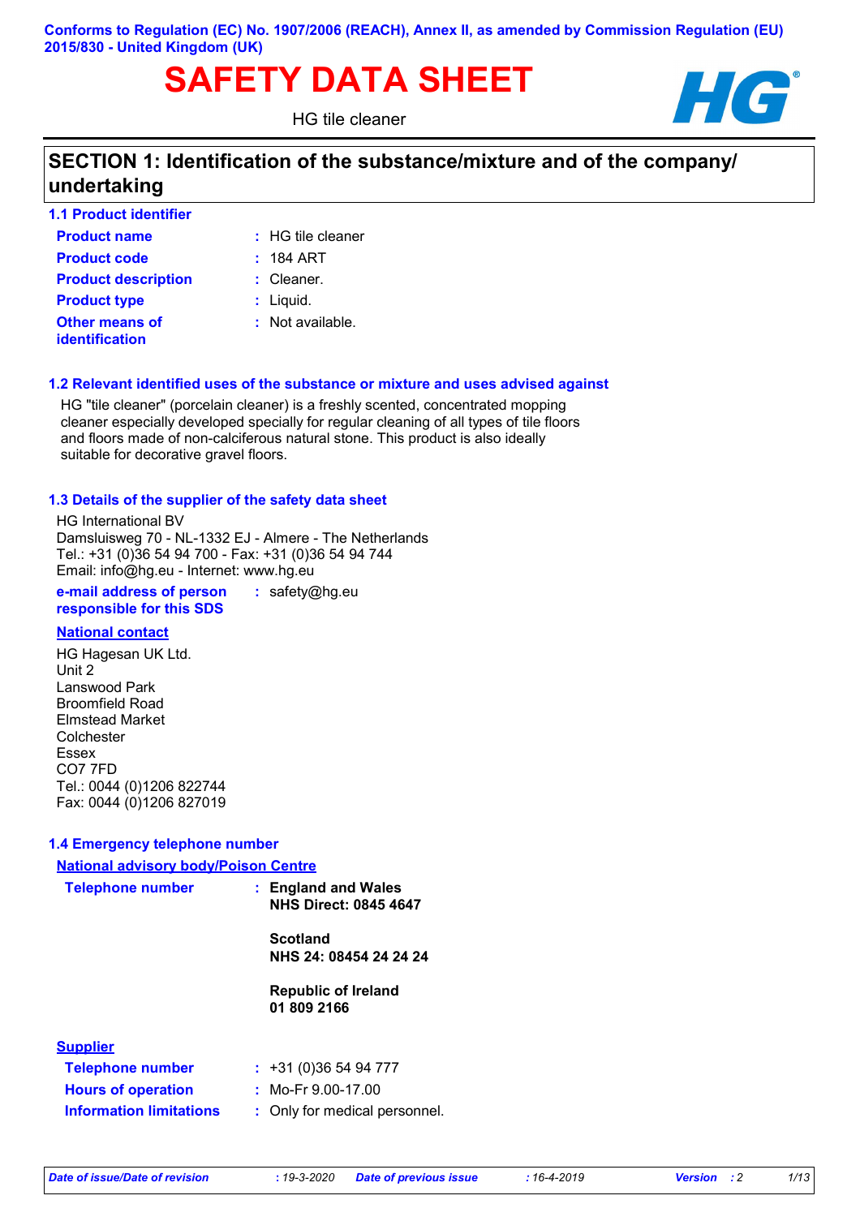Conforms to Regulation (EC) No. 1907/2006 (REACH), Annex II, as amended by Commission Regulation (EU) 2015/830 - United Kingdom (UK)

# SAFETY DATA SHEET

HG tile cleaner

## SECTION 1: Identification of the substance/mixture and of the company/ undertaking

### 1.1 Product identifier

| | |
|---|---|
| **Product name** | : HG tile cleaner |
| **Product code** | : 184 ART |
| **Product description** | : Cleaner. |
| **Product type** | : Liquid. |
| **Other means of identification** | : Not available. |

### 1.2 Relevant identified uses of the substance or mixture and uses advised against

HG "tile cleaner" (porcelain cleaner) is a freshly scented, concentrated mopping cleaner especially developed specially for regular cleaning of all types of tile floors and floors made of non-calciferous natural stone. This product is also ideally suitable for decorative gravel floors.

### 1.3 Details of the supplier of the safety data sheet

HG International BV
Damsluisweg 70 - NL-1332 EJ - Almere - The Netherlands
Tel.: +31 (0)36 54 94 700 - Fax: +31 (0)36 54 94 744
Email: info@hg.eu - Internet: www.hg.eu

**e-mail address of person responsible for this SDS** : safety@hg.eu

**National contact**

HG Hagesan UK Ltd.
Unit 2
Lanswood Park
Broomfield Road
Elmstead Market
Colchester
Essex
CO7 7FD
Tel.: 0044 (0)1206 822744
Fax: 0044 (0)1206 827019

### 1.4 Emergency telephone number

**National advisory body/Poison Centre**

**Telephone number** : **England and Wales**
**NHS Direct: 0845 4647**

**Scotland**
**NHS 24: 08454 24 24 24**

**Republic of Ireland**
**01 809 2166**

**Supplier**

| | |
|---|---|
| **Telephone number** | : +31 (0)36 54 94 777 |
| **Hours of operation** | : Mo-Fr 9.00-17.00 |
| **Information limitations** | : Only for medical personnel. |

*Date of issue/Date of revision* : 19-3-2020 *Date of previous issue* : 16-4-2019 *Version* : 2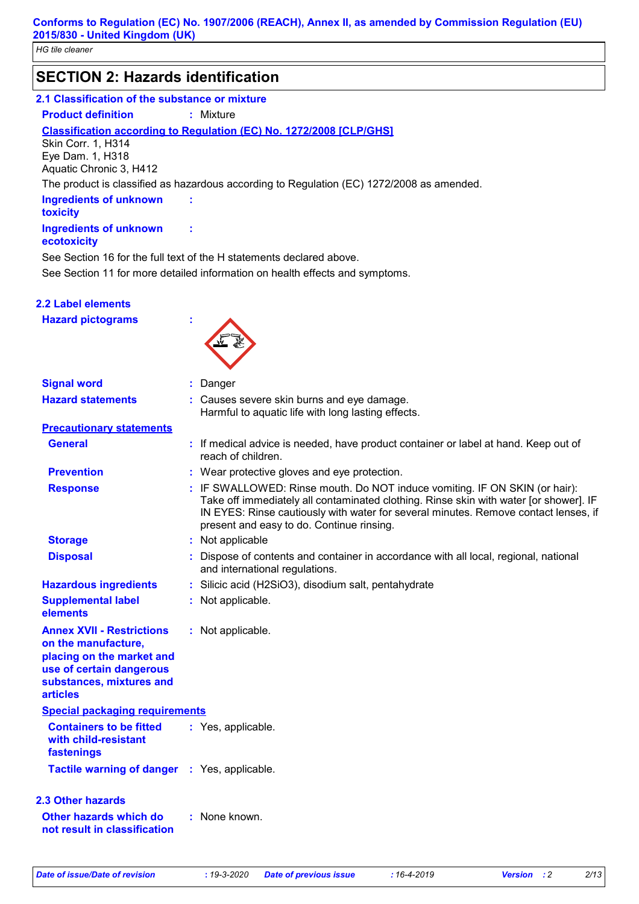**Conforms to Regulation (EC) No. 1907/2006 (REACH), Annex II, as amended by Commission Regulation (EU) 2015/830 - United Kingdom (UK)**

*HG tile cleaner*

## SECTION 2: Hazards identification

### 2.1 Classification of the substance or mixture

**Product definition** : Mixture

**Classification according to Regulation (EC) No. 1272/2008 [CLP/GHS]**

Skin Corr. 1, H314
Eye Dam. 1, H318
Aquatic Chronic 3, H412

The product is classified as hazardous according to Regulation (EC) 1272/2008 as amended.

**Ingredients of unknown toxicity** :

**Ingredients of unknown ecotoxicity** :

See Section 16 for the full text of the H statements declared above.

See Section 11 for more detailed information on health effects and symptoms.

### 2.2 Label elements

**Hazard pictograms** :

**Signal word** : Danger

**Hazard statements** : Causes severe skin burns and eye damage.
Harmful to aquatic life with long lasting effects.

**Precautionary statements**

**General** : If medical advice is needed, have product container or label at hand. Keep out of reach of children.

**Prevention** : Wear protective gloves and eye protection.

**Response** : IF SWALLOWED: Rinse mouth. Do NOT induce vomiting. IF ON SKIN (or hair): Take off immediately all contaminated clothing. Rinse skin with water [or shower]. IF IN EYES: Rinse cautiously with water for several minutes. Remove contact lenses, if present and easy to do. Continue rinsing.

**Storage** : Not applicable

**Disposal** : Dispose of contents and container in accordance with all local, regional, national and international regulations.

**Hazardous ingredients** : Silicic acid ($H_2SiO_3$), disodium salt, pentahydrate

**Supplemental label elements** : Not applicable.

**Annex XVII - Restrictions on the manufacture, placing on the market and use of certain dangerous substances, mixtures and articles** : Not applicable.

**Special packaging requirements**

**Containers to be fitted with child-resistant fastenings** : Yes, applicable.

**Tactile warning of danger** : Yes, applicable.

### 2.3 Other hazards

**Other hazards which do not result in classification** : None known.

*Date of issue/Date of revision* : 19-3-2020 *Date of previous issue* : 16-4-2019 *Version* : 2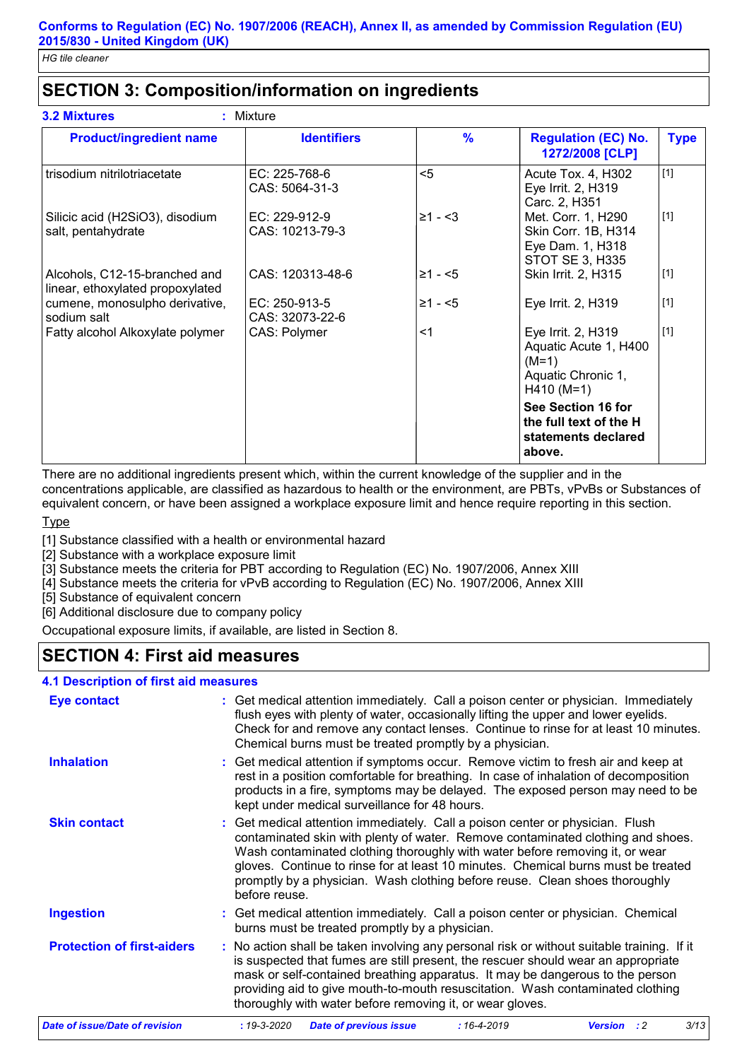# SECTION 3: Composition/information on ingredients

**3.2 Mixtures** : Mixture

| Product/ingredient name | Identifiers | % | Regulation (EC) No. 1272/2008 [CLP] | Type |
|---|---|---|---|---|
| trisodium nitrilotriacetate | EC: 225-768-6<br>CAS: 5064-31-3 | <5 | Acute Tox. 4, H302<br>Eye Irrit. 2, H319<br>Carc. 2, H351 | [1] |
| Silicic acid ($H_2SiO_3$), disodium salt, pentahydrate | EC: 229-912-9<br>CAS: 10213-79-3 | ≥1 - <3 | Met. Corr. 1, H290<br>Skin Corr. 1B, H314<br>Eye Dam. 1, H318<br>STOT SE 3, H335 | [1] |
| Alcohols, C12-15-branched and linear, ethoxylated propoxylated | CAS: 120313-48-6 | ≥1 - <5 | Skin Irrit. 2, H315 | [1] |
| cumene, monosulpho derivative, sodium salt | EC: 250-913-5<br>CAS: 32073-22-6 | ≥1 - <5 | Eye Irrit. 2, H319 | [1] |
| Fatty alcohol Alkoxylate polymer | CAS: Polymer | <1 | Eye Irrit. 2, H319<br>Aquatic Acute 1, H400 (M=1)<br>Aquatic Chronic 1, H410 (M=1) | [1] |
| | | | **See Section 16 for the full text of the H statements declared above.** | |

There are no additional ingredients present which, within the current knowledge of the supplier and in the concentrations applicable, are classified as hazardous to health or the environment, are PBTs, vPvBs or Substances of equivalent concern, or have been assigned a workplace exposure limit and hence require reporting in this section.

Type

[1] Substance classified with a health or environmental hazard
[2] Substance with a workplace exposure limit
[3] Substance meets the criteria for PBT according to Regulation (EC) No. 1907/2006, Annex XIII
[4] Substance meets the criteria for vPvB according to Regulation (EC) No. 1907/2006, Annex XIII
[5] Substance of equivalent concern
[6] Additional disclosure due to company policy

Occupational exposure limits, if available, are listed in Section 8.

# SECTION 4: First aid measures

## 4.1 Description of first aid measures

**Eye contact** : Get medical attention immediately. Call a poison center or physician. Immediately flush eyes with plenty of water, occasionally lifting the upper and lower eyelids. Check for and remove any contact lenses. Continue to rinse for at least 10 minutes. Chemical burns must be treated promptly by a physician.

**Inhalation** : Get medical attention if symptoms occur. Remove victim to fresh air and keep at rest in a position comfortable for breathing. In case of inhalation of decomposition products in a fire, symptoms may be delayed. The exposed person may need to be kept under medical surveillance for 48 hours.

**Skin contact** : Get medical attention immediately. Call a poison center or physician. Flush contaminated skin with plenty of water. Remove contaminated clothing and shoes. Wash contaminated clothing thoroughly with water before removing it, or wear gloves. Continue to rinse for at least 10 minutes. Chemical burns must be treated promptly by a physician. Wash clothing before reuse. Clean shoes thoroughly before reuse.

**Ingestion** : Get medical attention immediately. Call a poison center or physician. Chemical burns must be treated promptly by a physician.

**Protection of first-aiders** : No action shall be taken involving any personal risk or without suitable training. If it is suspected that fumes are still present, the rescuer should wear an appropriate mask or self-contained breathing apparatus. It may be dangerous to the person providing aid to give mouth-to-mouth resuscitation. Wash contaminated clothing thoroughly with water before removing it, or wear gloves.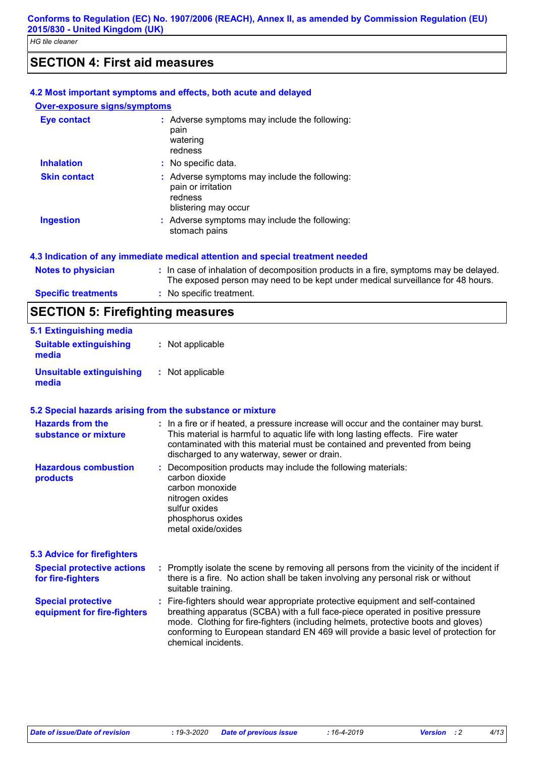## SECTION 4: First aid measures

### 4.2 Most important symptoms and effects, both acute and delayed

**Over-exposure signs/symptoms**

**Eye contact** : Adverse symptoms may include the following:
pain
watering
redness

**Inhalation** : No specific data.

**Skin contact** : Adverse symptoms may include the following:
pain or irritation
redness
blistering may occur

**Ingestion** : Adverse symptoms may include the following:
stomach pains

### 4.3 Indication of any immediate medical attention and special treatment needed

**Notes to physician** : In case of inhalation of decomposition products in a fire, symptoms may be delayed. The exposed person may need to be kept under medical surveillance for 48 hours.

**Specific treatments** : No specific treatment.

## SECTION 5: Firefighting measures

### 5.1 Extinguishing media

**Suitable extinguishing media** : Not applicable

**Unsuitable extinguishing media** : Not applicable

### 5.2 Special hazards arising from the substance or mixture

**Hazards from the substance or mixture** : In a fire or if heated, a pressure increase will occur and the container may burst. This material is harmful to aquatic life with long lasting effects. Fire water contaminated with this material must be contained and prevented from being discharged to any waterway, sewer or drain.

**Hazardous combustion products** : Decomposition products may include the following materials:
carbon dioxide
carbon monoxide
nitrogen oxides
sulfur oxides
phosphorus oxides
metal oxide/oxides

### 5.3 Advice for firefighters

**Special protective actions for fire-fighters** : Promptly isolate the scene by removing all persons from the vicinity of the incident if there is a fire. No action shall be taken involving any personal risk or without suitable training.

**Special protective equipment for fire-fighters** : Fire-fighters should wear appropriate protective equipment and self-contained breathing apparatus (SCBA) with a full face-piece operated in positive pressure mode. Clothing for fire-fighters (including helmets, protective boots and gloves) conforming to European standard EN 469 will provide a basic level of protection for chemical incidents.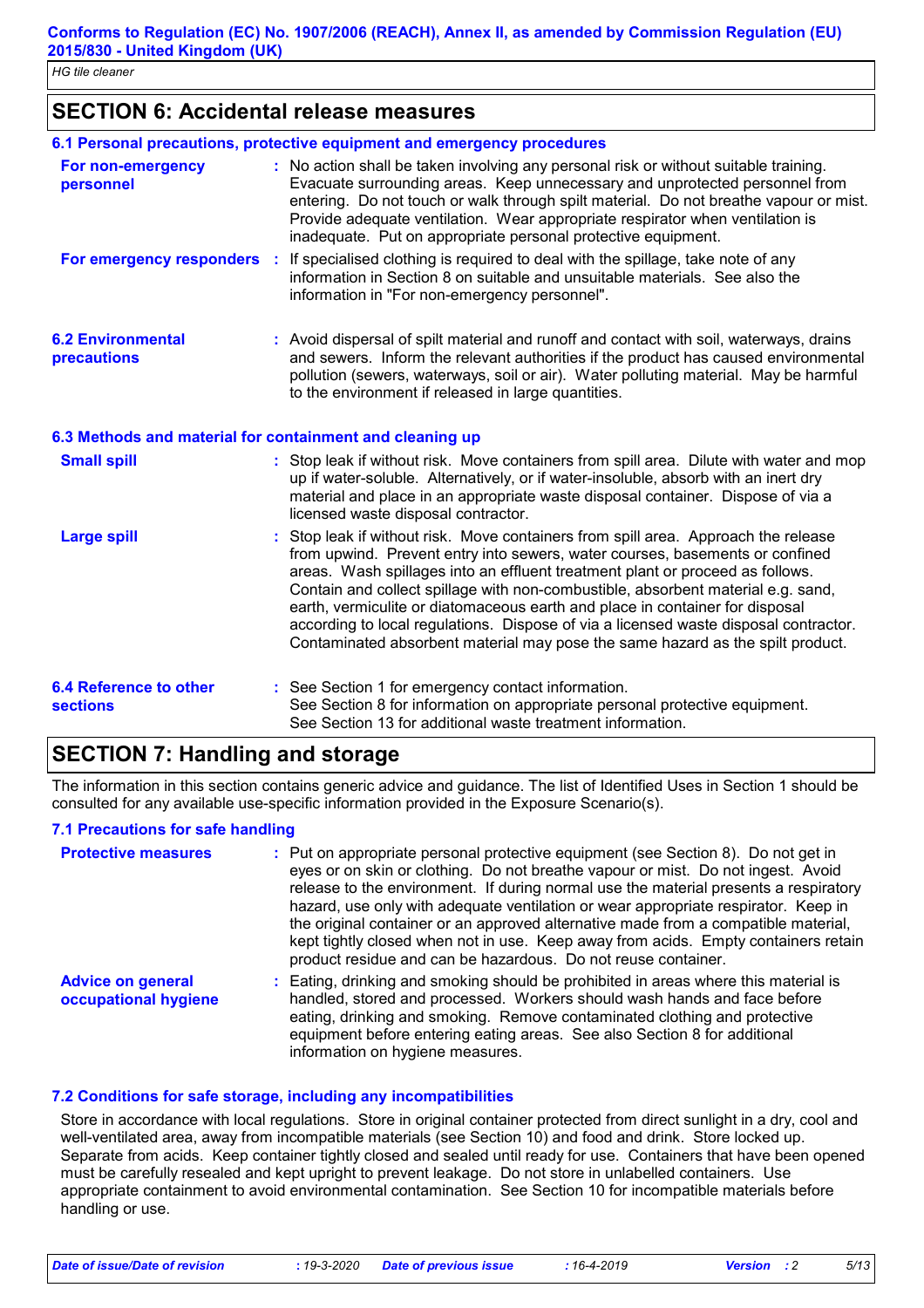## SECTION 6: Accidental release measures

### 6.1 Personal precautions, protective equipment and emergency procedures

**For non-emergency personnel** : No action shall be taken involving any personal risk or without suitable training. Evacuate surrounding areas. Keep unnecessary and unprotected personnel from entering. Do not touch or walk through spilt material. Do not breathe vapour or mist. Provide adequate ventilation. Wear appropriate respirator when ventilation is inadequate. Put on appropriate personal protective equipment.

**For emergency responders** : If specialised clothing is required to deal with the spillage, take note of any information in Section 8 on suitable and unsuitable materials. See also the information in "For non-emergency personnel".

**6.2 Environmental precautions** : Avoid dispersal of spilt material and runoff and contact with soil, waterways, drains and sewers. Inform the relevant authorities if the product has caused environmental pollution (sewers, waterways, soil or air). Water polluting material. May be harmful to the environment if released in large quantities.

### 6.3 Methods and material for containment and cleaning up

**Small spill** : Stop leak if without risk. Move containers from spill area. Dilute with water and mop up if water-soluble. Alternatively, or if water-insoluble, absorb with an inert dry material and place in an appropriate waste disposal container. Dispose of via a licensed waste disposal contractor.

**Large spill** : Stop leak if without risk. Move containers from spill area. Approach the release from upwind. Prevent entry into sewers, water courses, basements or confined areas. Wash spillages into an effluent treatment plant or proceed as follows. Contain and collect spillage with non-combustible, absorbent material e.g. sand, earth, vermiculite or diatomaceous earth and place in container for disposal according to local regulations. Dispose of via a licensed waste disposal contractor. Contaminated absorbent material may pose the same hazard as the spilt product.

**6.4 Reference to other sections** : See Section 1 for emergency contact information.
See Section 8 for information on appropriate personal protective equipment.
See Section 13 for additional waste treatment information.

## SECTION 7: Handling and storage

The information in this section contains generic advice and guidance. The list of Identified Uses in Section 1 should be consulted for any available use-specific information provided in the Exposure Scenario(s).

### 7.1 Precautions for safe handling

**Protective measures** : Put on appropriate personal protective equipment (see Section 8). Do not get in eyes or on skin or clothing. Do not breathe vapour or mist. Do not ingest. Avoid release to the environment. If during normal use the material presents a respiratory hazard, use only with adequate ventilation or wear appropriate respirator. Keep in the original container or an approved alternative made from a compatible material, kept tightly closed when not in use. Keep away from acids. Empty containers retain product residue and can be hazardous. Do not reuse container.

**Advice on general occupational hygiene** : Eating, drinking and smoking should be prohibited in areas where this material is handled, stored and processed. Workers should wash hands and face before eating, drinking and smoking. Remove contaminated clothing and protective equipment before entering eating areas. See also Section 8 for additional information on hygiene measures.

### 7.2 Conditions for safe storage, including any incompatibilities

Store in accordance with local regulations. Store in original container protected from direct sunlight in a dry, cool and well-ventilated area, away from incompatible materials (see Section 10) and food and drink. Store locked up. Separate from acids. Keep container tightly closed and sealed until ready for use. Containers that have been opened must be carefully resealed and kept upright to prevent leakage. Do not store in unlabelled containers. Use appropriate containment to avoid environmental contamination. See Section 10 for incompatible materials before handling or use.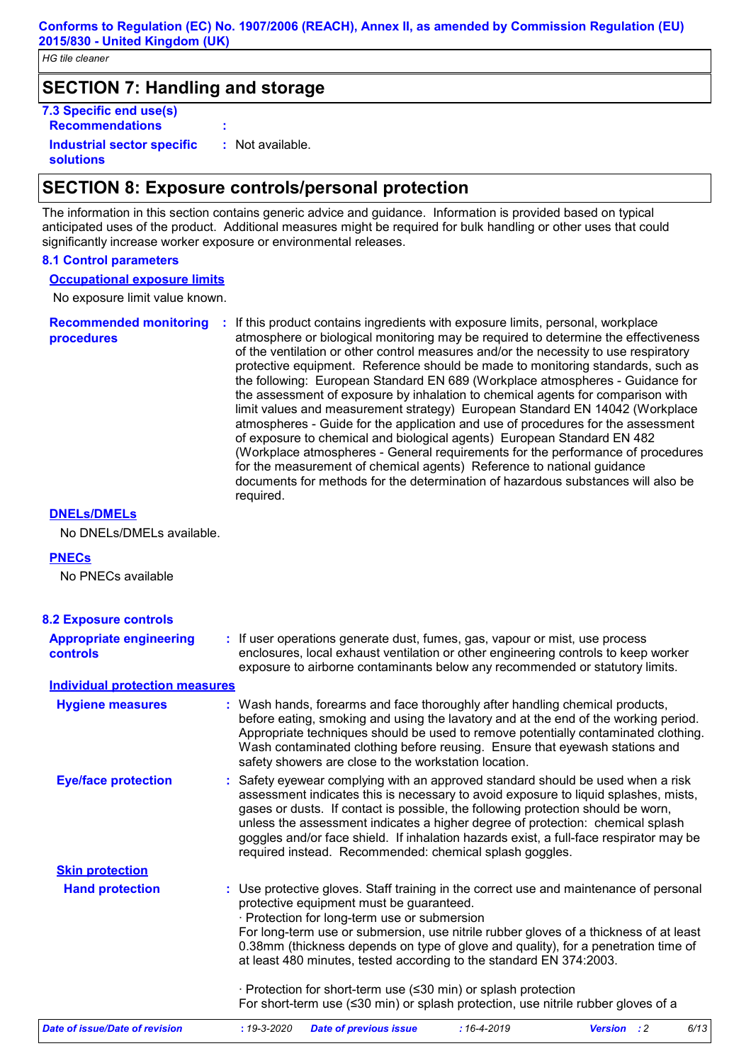## SECTION 7: Handling and storage

**7.3 Specific end use(s)**

**Recommendations** :

**Industrial sector specific solutions** : Not available.

## SECTION 8: Exposure controls/personal protection

The information in this section contains generic advice and guidance. Information is provided based on typical anticipated uses of the product. Additional measures might be required for bulk handling or other uses that could significantly increase worker exposure or environmental releases.

**8.1 Control parameters**

**Occupational exposure limits**

No exposure limit value known.

**Recommended monitoring procedures** : If this product contains ingredients with exposure limits, personal, workplace atmosphere or biological monitoring may be required to determine the effectiveness of the ventilation or other control measures and/or the necessity to use respiratory protective equipment. Reference should be made to monitoring standards, such as the following: European Standard EN 689 (Workplace atmospheres - Guidance for the assessment of exposure by inhalation to chemical agents for comparison with limit values and measurement strategy) European Standard EN 14042 (Workplace atmospheres - Guide for the application and use of procedures for the assessment of exposure to chemical and biological agents) European Standard EN 482 (Workplace atmospheres - General requirements for the performance of procedures for the measurement of chemical agents) Reference to national guidance documents for methods for the determination of hazardous substances will also be required.

**DNELs/DMELs**

No DNELs/DMELs available.

**PNECs**

No PNECs available

**8.2 Exposure controls**

**Appropriate engineering controls** : If user operations generate dust, fumes, gas, vapour or mist, use process enclosures, local exhaust ventilation or other engineering controls to keep worker exposure to airborne contaminants below any recommended or statutory limits.

**Individual protection measures**

**Hygiene measures** : Wash hands, forearms and face thoroughly after handling chemical products, before eating, smoking and using the lavatory and at the end of the working period. Appropriate techniques should be used to remove potentially contaminated clothing. Wash contaminated clothing before reusing. Ensure that eyewash stations and safety showers are close to the workstation location.

**Eye/face protection** : Safety eyewear complying with an approved standard should be used when a risk assessment indicates this is necessary to avoid exposure to liquid splashes, mists, gases or dusts. If contact is possible, the following protection should be worn, unless the assessment indicates a higher degree of protection: chemical splash goggles and/or face shield. If inhalation hazards exist, a full-face respirator may be required instead. Recommended: chemical splash goggles.

**Skin protection**

**Hand protection** : Use protective gloves. Staff training in the correct use and maintenance of personal protective equipment must be guaranteed.

· Protection for long-term use or submersion

For long-term use or submersion, use nitrile rubber gloves of a thickness of at least 0.38mm (thickness depends on type of glove and quality), for a penetration time of at least 480 minutes, tested according to the standard EN 374:2003.

· Protection for short-term use (≤30 min) or splash protection

For short-term use (≤30 min) or splash protection, use nitrile rubber gloves of a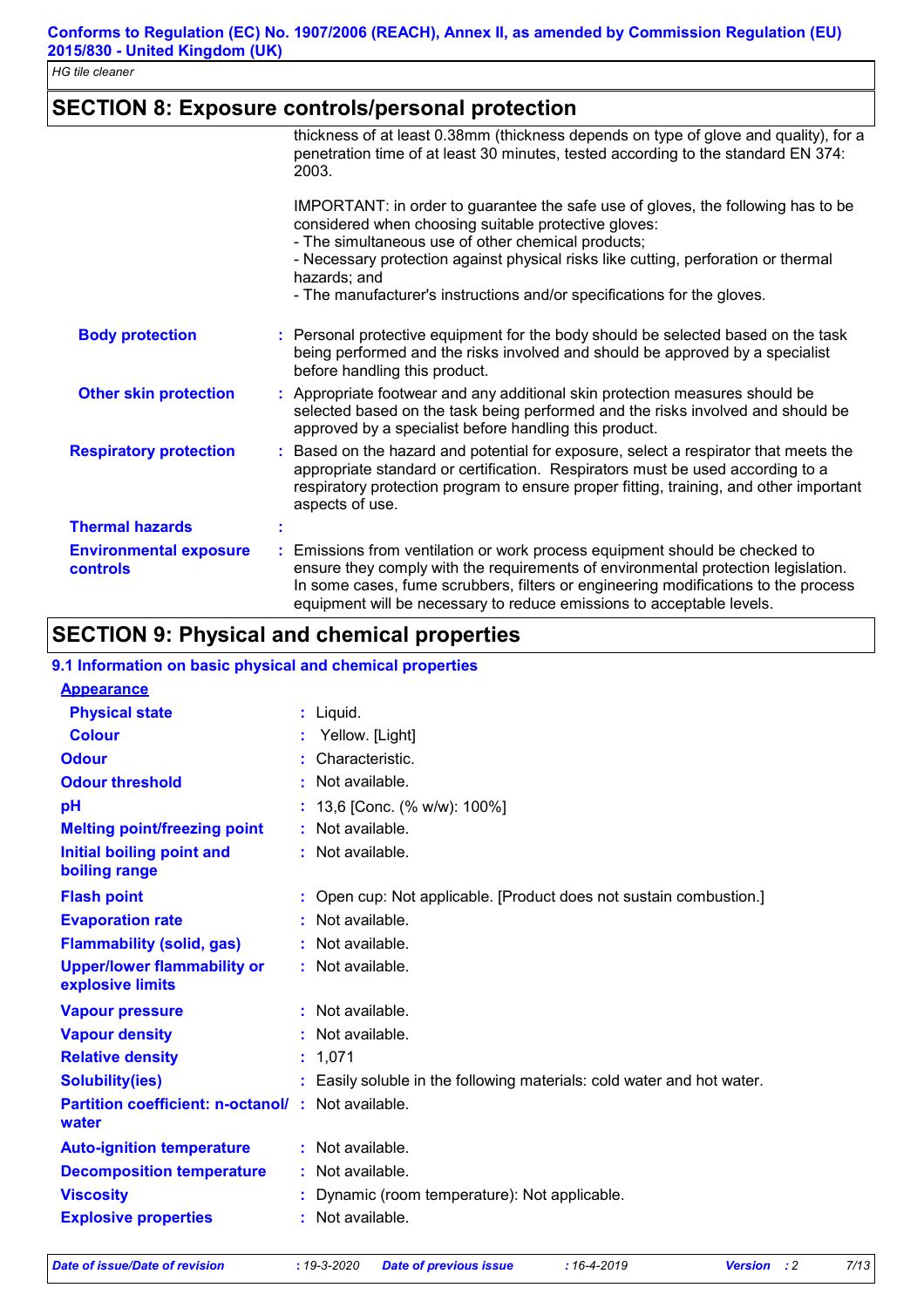## SECTION 8: Exposure controls/personal protection

thickness of at least 0.38mm (thickness depends on type of glove and quality), for a penetration time of at least 30 minutes, tested according to the standard EN 374: 2003.

IMPORTANT: in order to guarantee the safe use of gloves, the following has to be considered when choosing suitable protective gloves:
- The simultaneous use of other chemical products;
- Necessary protection against physical risks like cutting, perforation or thermal hazards; and
- The manufacturer's instructions and/or specifications for the gloves.

**Body protection** : Personal protective equipment for the body should be selected based on the task being performed and the risks involved and should be approved by a specialist before handling this product.

**Other skin protection** : Appropriate footwear and any additional skin protection measures should be selected based on the task being performed and the risks involved and should be approved by a specialist before handling this product.

**Respiratory protection** : Based on the hazard and potential for exposure, select a respirator that meets the appropriate standard or certification. Respirators must be used according to a respiratory protection program to ensure proper fitting, training, and other important aspects of use.

**Thermal hazards** :

**Environmental exposure controls** : Emissions from ventilation or work process equipment should be checked to ensure they comply with the requirements of environmental protection legislation. In some cases, fume scrubbers, filters or engineering modifications to the process equipment will be necessary to reduce emissions to acceptable levels.

## SECTION 9: Physical and chemical properties

### 9.1 Information on basic physical and chemical properties

**Appearance**

| | |
|---|---|
| **Physical state** | : Liquid. |
| **Colour** | : Yellow. [Light] |
| **Odour** | : Characteristic. |
| **Odour threshold** | : Not available. |
| **pH** | : 13,6 [Conc. (% w/w): 100%] |
| **Melting point/freezing point** | : Not available. |
| **Initial boiling point and boiling range** | : Not available. |
| **Flash point** | : Open cup: Not applicable. [Product does not sustain combustion.] |
| **Evaporation rate** | : Not available. |
| **Flammability (solid, gas)** | : Not available. |
| **Upper/lower flammability or explosive limits** | : Not available. |
| **Vapour pressure** | : Not available. |
| **Vapour density** | : Not available. |
| **Relative density** | : 1,071 |
| **Solubility(ies)** | : Easily soluble in the following materials: cold water and hot water. |
| **Partition coefficient: n-octanol/ water** | : Not available. |
| **Auto-ignition temperature** | : Not available. |
| **Decomposition temperature** | : Not available. |
| **Viscosity** | : Dynamic (room temperature): Not applicable. |
| **Explosive properties** | : Not available. |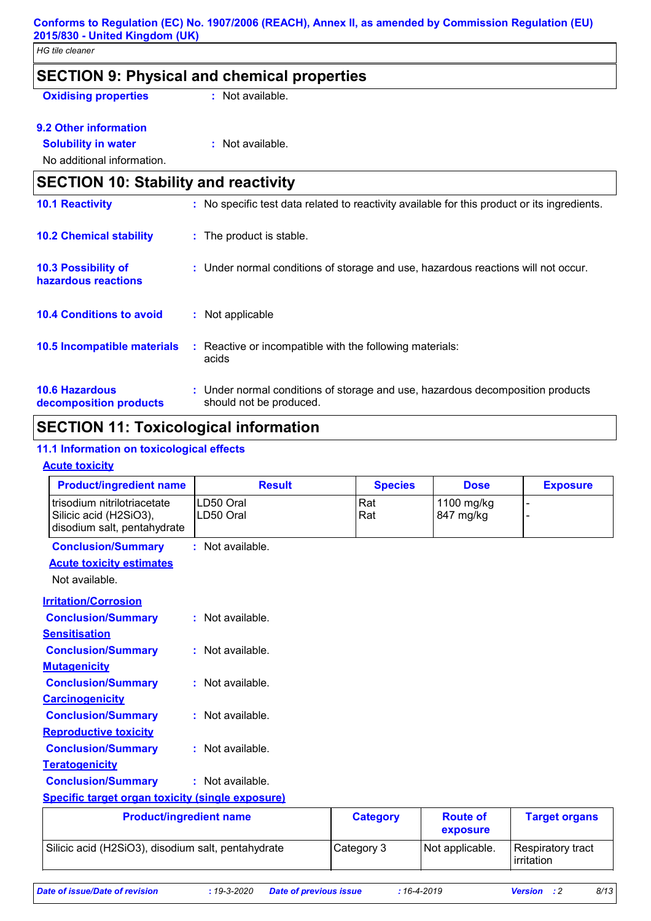## SECTION 9: Physical and chemical properties

**Oxidising properties** : Not available.

### 9.2 Other information

**Solubility in water** : Not available.

No additional information.

## SECTION 10: Stability and reactivity

**10.1 Reactivity** : No specific test data related to reactivity available for this product or its ingredients.

**10.2 Chemical stability** : The product is stable.

**10.3 Possibility of hazardous reactions** : Under normal conditions of storage and use, hazardous reactions will not occur.

**10.4 Conditions to avoid** : Not applicable

**10.5 Incompatible materials** : Reactive or incompatible with the following materials: acids

**10.6 Hazardous decomposition products** : Under normal conditions of storage and use, hazardous decomposition products should not be produced.

## SECTION 11: Toxicological information

### 11.1 Information on toxicological effects

**Acute toxicity**

| Product/ingredient name | Result | Species | Dose | Exposure |
|---|---|---|---|---|
| trisodium nitrilotriacetate | LD50 Oral | Rat | 1100 mg/kg | - |
| Silicic acid ($H_2SiO_3$), disodium salt, pentahydrate | LD50 Oral | Rat | 847 mg/kg | - |

**Conclusion/Summary** : Not available.

**Acute toxicity estimates**

Not available.

**Irritation/Corrosion**

**Conclusion/Summary** : Not available.

**Sensitisation**

**Conclusion/Summary** : Not available.

**Mutagenicity**

**Conclusion/Summary** : Not available.

**Carcinogenicity**

**Conclusion/Summary** : Not available.

**Reproductive toxicity**

**Conclusion/Summary** : Not available.

**Teratogenicity**

**Conclusion/Summary** : Not available.

**Specific target organ toxicity (single exposure)**

| Product/ingredient name | Category | Route of exposure | Target organs |
|---|---|---|---|
| Silicic acid ($H_2SiO_3$), disodium salt, pentahydrate | Category 3 | Not applicable. | Respiratory tract irritation |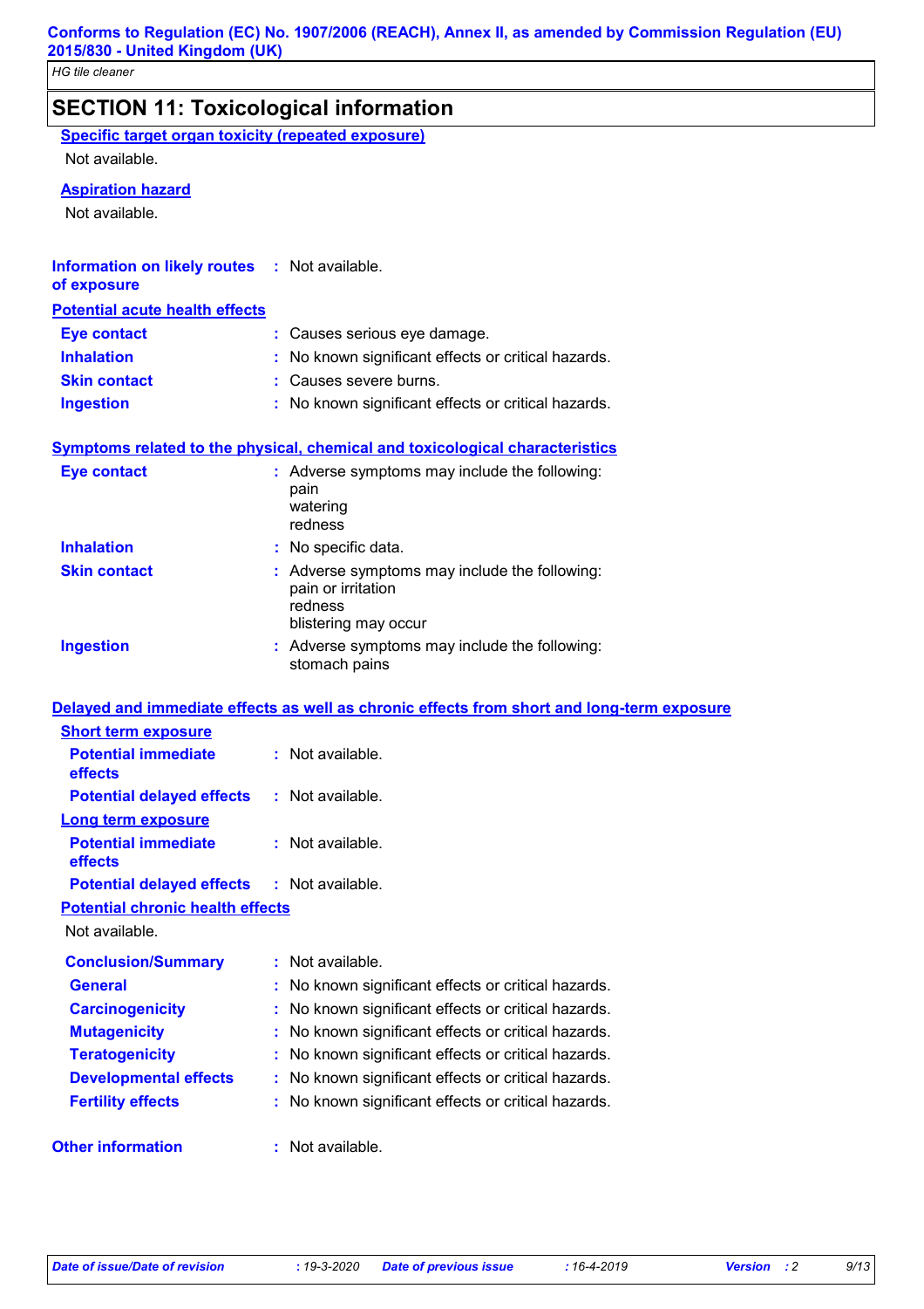## SECTION 11: Toxicological information

**Specific target organ toxicity (repeated exposure)**

Not available.

**Aspiration hazard**

Not available.

**Information on likely routes of exposure** : Not available.

**Potential acute health effects**

| | |
|---|---|
| **Eye contact** | : Causes serious eye damage. |
| **Inhalation** | : No known significant effects or critical hazards. |
| **Skin contact** | : Causes severe burns. |
| **Ingestion** | : No known significant effects or critical hazards. |

**Symptoms related to the physical, chemical and toxicological characteristics**

| | |
|---|---|
| **Eye contact** | : Adverse symptoms may include the following: pain, watering, redness |
| **Inhalation** | : No specific data. |
| **Skin contact** | : Adverse symptoms may include the following: pain or irritation, redness, blistering may occur |
| **Ingestion** | : Adverse symptoms may include the following: stomach pains |

**Delayed and immediate effects as well as chronic effects from short and long-term exposure**

**Short term exposure**

| | |
|---|---|
| **Potential immediate effects** | : Not available. |
| **Potential delayed effects** | : Not available. |

**Long term exposure**

| | |
|---|---|
| **Potential immediate effects** | : Not available. |
| **Potential delayed effects** | : Not available. |

**Potential chronic health effects**

Not available.

| | |
|---|---|
| **Conclusion/Summary** | : Not available. |
| **General** | : No known significant effects or critical hazards. |
| **Carcinogenicity** | : No known significant effects or critical hazards. |
| **Mutagenicity** | : No known significant effects or critical hazards. |
| **Teratogenicity** | : No known significant effects or critical hazards. |
| **Developmental effects** | : No known significant effects or critical hazards. |
| **Fertility effects** | : No known significant effects or critical hazards. |

**Other information** : Not available.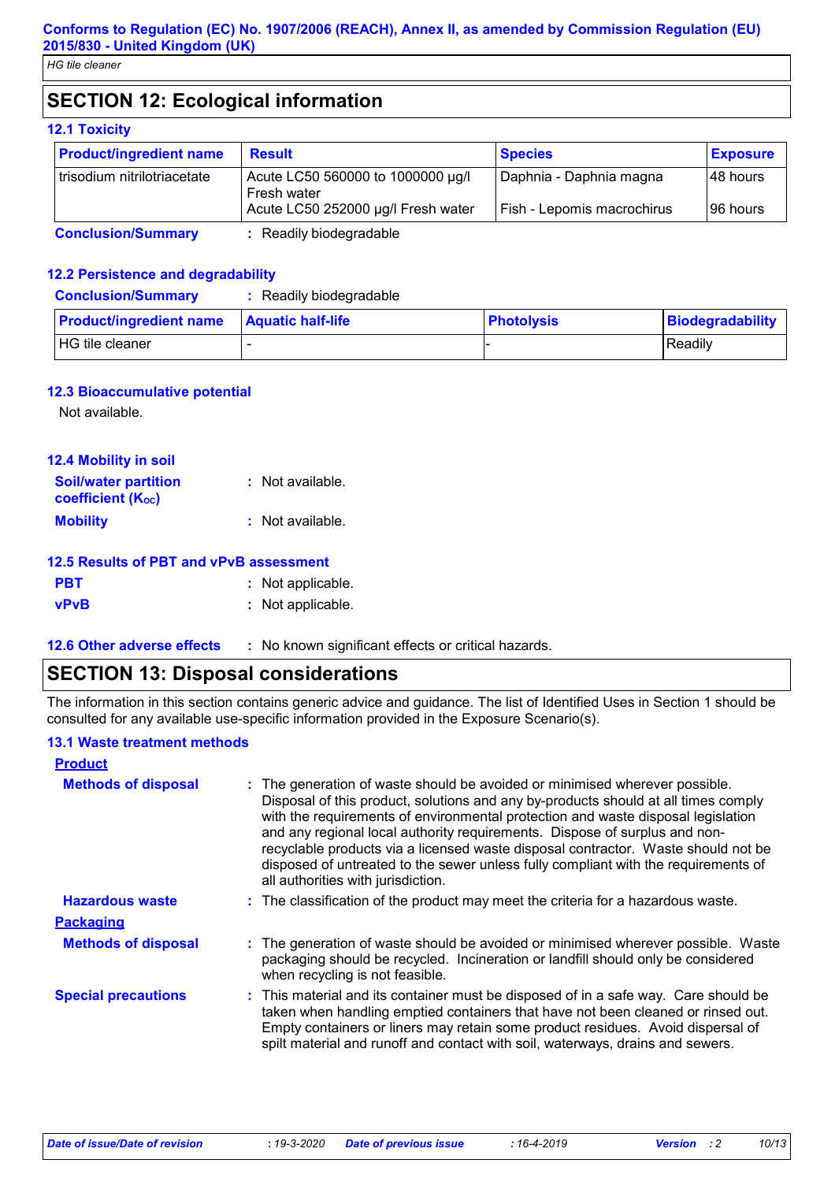## SECTION 12: Ecological information

### 12.1 Toxicity

| Product/ingredient name | Result | Species | Exposure |
|---|---|---|---|
| trisodium nitrilotriacetate | Acute LC50 560000 to 1000000 µg/l Fresh water | Daphnia - Daphnia magna | 48 hours |
| | Acute LC50 252000 µg/l Fresh water | Fish - Lepomis macrochirus | 96 hours |

**Conclusion/Summary** : Readily biodegradable

### 12.2 Persistence and degradability

**Conclusion/Summary** : Readily biodegradable

| Product/ingredient name | Aquatic half-life | Photolysis | Biodegradability |
|---|---|---|---|
| HG tile cleaner | - | - | Readily |

### 12.3 Bioaccumulative potential

Not available.

### 12.4 Mobility in soil

**Soil/water partition coefficient ($K_{OC}$)** : Not available.

**Mobility** : Not available.

### 12.5 Results of PBT and vPvB assessment

**PBT** : Not applicable.

**vPvB** : Not applicable.

### 12.6 Other adverse effects

: No known significant effects or critical hazards.

## SECTION 13: Disposal considerations

The information in this section contains generic advice and guidance. The list of Identified Uses in Section 1 should be consulted for any available use-specific information provided in the Exposure Scenario(s).

### 13.1 Waste treatment methods

**Product**

**Methods of disposal** : The generation of waste should be avoided or minimised wherever possible. Disposal of this product, solutions and any by-products should at all times comply with the requirements of environmental protection and waste disposal legislation and any regional local authority requirements. Dispose of surplus and non-recyclable products via a licensed waste disposal contractor. Waste should not be disposed of untreated to the sewer unless fully compliant with the requirements of all authorities with jurisdiction.

**Hazardous waste** : The classification of the product may meet the criteria for a hazardous waste.

**Packaging**

**Methods of disposal** : The generation of waste should be avoided or minimised wherever possible. Waste packaging should be recycled. Incineration or landfill should only be considered when recycling is not feasible.

**Special precautions** : This material and its container must be disposed of in a safe way. Care should be taken when handling emptied containers that have not been cleaned or rinsed out. Empty containers or liners may retain some product residues. Avoid dispersal of spilt material and runoff and contact with soil, waterways, drains and sewers.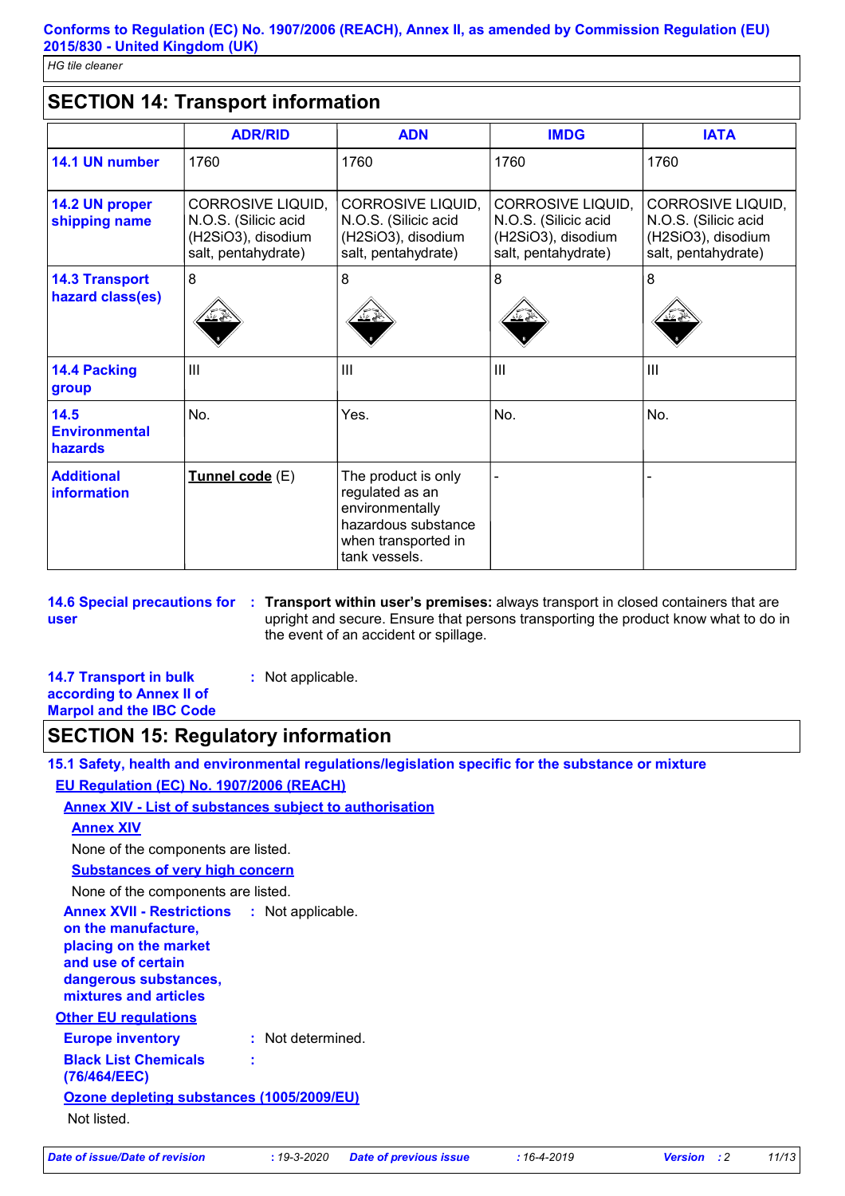## SECTION 14: Transport information

| | ADR/RID | ADN | IMDG | IATA |
|---|---|---|---|---|
| **14.1 UN number** | 1760 | 1760 | 1760 | 1760 |
| **14.2 UN proper shipping name** | CORROSIVE LIQUID, N.O.S. (Silicic acid (H2SiO3), disodium salt, pentahydrate) | CORROSIVE LIQUID, N.O.S. (Silicic acid (H2SiO3), disodium salt, pentahydrate) | CORROSIVE LIQUID, N.O.S. (Silicic acid (H2SiO3), disodium salt, pentahydrate) | CORROSIVE LIQUID, N.O.S. (Silicic acid (H2SiO3), disodium salt, pentahydrate) |
| **14.3 Transport hazard class(es)** | 8 | 8 | 8 | 8 |
| **14.4 Packing group** | III | III | III | III |
| **14.5 Environmental hazards** | No. | Yes. | No. | No. |
| **Additional information** | **Tunnel code** (E) | The product is only regulated as an environmentally hazardous substance when transported in tank vessels. | - | - |

**14.6 Special precautions for user** : **Transport within user's premises:** always transport in closed containers that are upright and secure. Ensure that persons transporting the product know what to do in the event of an accident or spillage.

**14.7 Transport in bulk according to Annex II of Marpol and the IBC Code** : Not applicable.

## SECTION 15: Regulatory information

### 15.1 Safety, health and environmental regulations/legislation specific for the substance or mixture

**EU Regulation (EC) No. 1907/2006 (REACH)**

**Annex XIV - List of substances subject to authorisation**

**Annex XIV**

None of the components are listed.

**Substances of very high concern**

None of the components are listed.

**Annex XVII - Restrictions on the manufacture, placing on the market and use of certain dangerous substances, mixtures and articles** : Not applicable.

**Other EU regulations**

**Europe inventory** : Not determined.

**Black List Chemicals (76/464/EEC)** :

**Ozone depleting substances (1005/2009/EU)**

Not listed.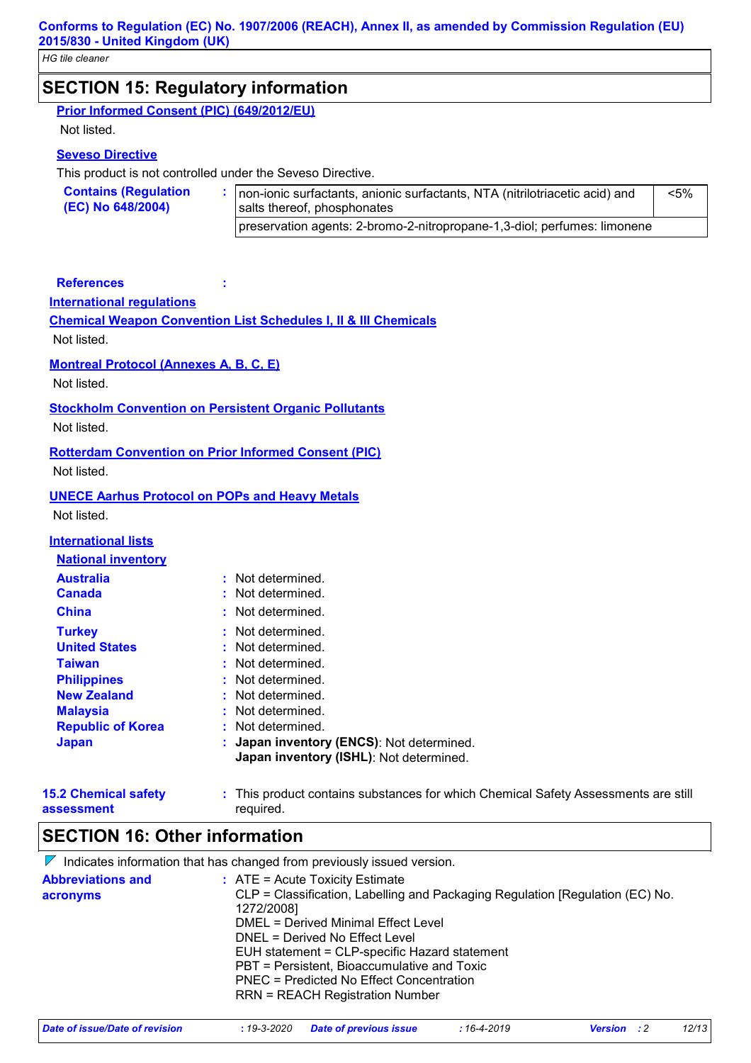## SECTION 15: Regulatory information

**Prior Informed Consent (PIC) (649/2012/EU)**

Not listed.

**Seveso Directive**

This product is not controlled under the Seveso Directive.

**Contains (Regulation (EC) No 648/2004)** :

| | |
|---|---|
| non-ionic surfactants, anionic surfactants, NTA (nitrilotriacetic acid) and salts thereof, phosphonates | <5% |
| preservation agents: 2-bromo-2-nitropropane-1,3-diol; perfumes: limonene | |

**References** :

**International regulations**

**Chemical Weapon Convention List Schedules I, II & III Chemicals**

Not listed.

**Montreal Protocol (Annexes A, B, C, E)**

Not listed.

**Stockholm Convention on Persistent Organic Pollutants**

Not listed.

**Rotterdam Convention on Prior Informed Consent (PIC)**

Not listed.

**UNECE Aarhus Protocol on POPs and Heavy Metals**

Not listed.

**International lists**

**National inventory**

**Australia** : Not determined.
**Canada** : Not determined.
**China** : Not determined.
**Turkey** : Not determined.
**United States** : Not determined.
**Taiwan** : Not determined.
**Philippines** : Not determined.
**New Zealand** : Not determined.
**Malaysia** : Not determined.
**Republic of Korea** : Not determined.
**Japan** : **Japan inventory (ENCS)**: Not determined.
**Japan inventory (ISHL)**: Not determined.

**15.2 Chemical safety assessment** : This product contains substances for which Chemical Safety Assessments are still required.

## SECTION 16: Other information

Indicates information that has changed from previously issued version.

**Abbreviations and acronyms** :
ATE = Acute Toxicity Estimate
CLP = Classification, Labelling and Packaging Regulation [Regulation (EC) No. 1272/2008]
DMEL = Derived Minimal Effect Level
DNEL = Derived No Effect Level
EUH statement = CLP-specific Hazard statement
PBT = Persistent, Bioaccumulative and Toxic
PNEC = Predicted No Effect Concentration
RRN = REACH Registration Number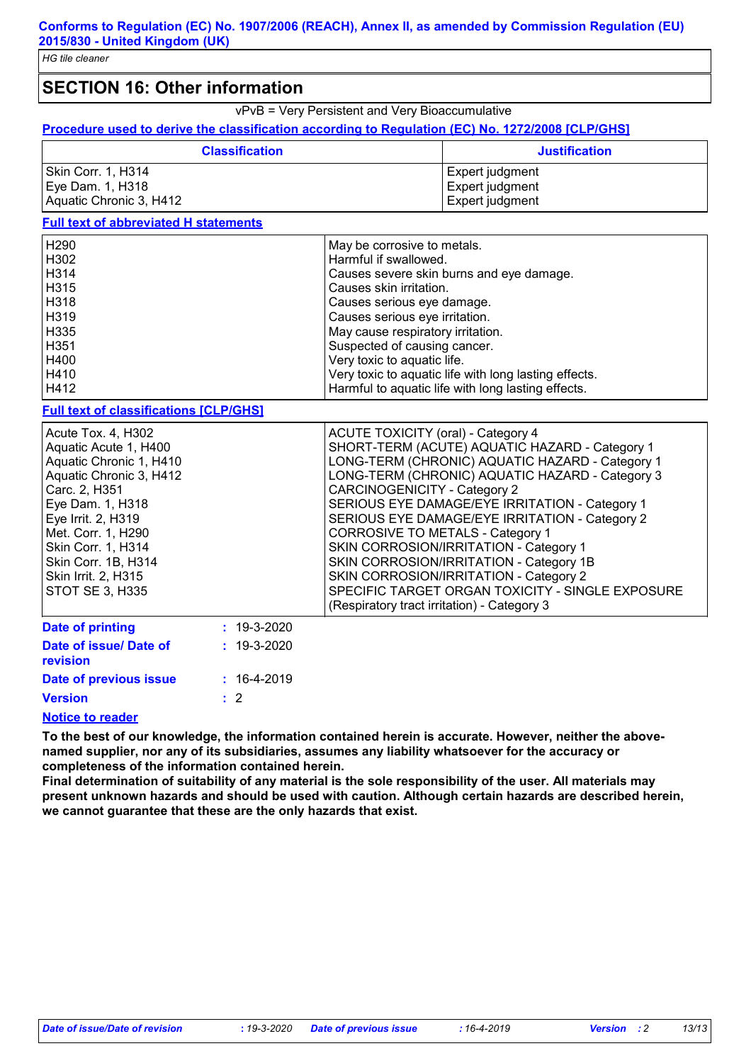## SECTION 16: Other information

vPvB = Very Persistent and Very Bioaccumulative

**Procedure used to derive the classification according to Regulation (EC) No. 1272/2008 [CLP/GHS]**

| Classification | Justification |
|---|---|
| Skin Corr. 1, H314 | Expert judgment |
| Eye Dam. 1, H318 | Expert judgment |
| Aquatic Chronic 3, H412 | Expert judgment |

**Full text of abbreviated H statements**

| | |
|---|---|
| H290 | May be corrosive to metals. |
| H302 | Harmful if swallowed. |
| H314 | Causes severe skin burns and eye damage. |
| H315 | Causes skin irritation. |
| H318 | Causes serious eye damage. |
| H319 | Causes serious eye irritation. |
| H335 | May cause respiratory irritation. |
| H351 | Suspected of causing cancer. |
| H400 | Very toxic to aquatic life. |
| H410 | Very toxic to aquatic life with long lasting effects. |
| H412 | Harmful to aquatic life with long lasting effects. |

**Full text of classifications [CLP/GHS]**

| | |
|---|---|
| Acute Tox. 4, H302 | ACUTE TOXICITY (oral) - Category 4 |
| Aquatic Acute 1, H400 | SHORT-TERM (ACUTE) AQUATIC HAZARD - Category 1 |
| Aquatic Chronic 1, H410 | LONG-TERM (CHRONIC) AQUATIC HAZARD - Category 1 |
| Aquatic Chronic 3, H412 | LONG-TERM (CHRONIC) AQUATIC HAZARD - Category 3 |
| Carc. 2, H351 | CARCINOGENICITY - Category 2 |
| Eye Dam. 1, H318 | SERIOUS EYE DAMAGE/EYE IRRITATION - Category 1 |
| Eye Irrit. 2, H319 | SERIOUS EYE DAMAGE/EYE IRRITATION - Category 2 |
| Met. Corr. 1, H290 | CORROSIVE TO METALS - Category 1 |
| Skin Corr. 1, H314 | SKIN CORROSION/IRRITATION - Category 1 |
| Skin Corr. 1B, H314 | SKIN CORROSION/IRRITATION - Category 1B |
| Skin Irrit. 2, H315 | SKIN CORROSION/IRRITATION - Category 2 |
| STOT SE 3, H335 | SPECIFIC TARGET ORGAN TOXICITY - SINGLE EXPOSURE (Respiratory tract irritation) - Category 3 |

**Date of printing** : 19-3-2020

**Date of issue/ Date of revision** : 19-3-2020

**Date of previous issue** : 16-4-2019

**Version** : 2

**Notice to reader**

**To the best of our knowledge, the information contained herein is accurate. However, neither the above-named supplier, nor any of its subsidiaries, assumes any liability whatsoever for the accuracy or completeness of the information contained herein.**

**Final determination of suitability of any material is the sole responsibility of the user. All materials may present unknown hazards and should be used with caution. Although certain hazards are described herein, we cannot guarantee that these are the only hazards that exist.**